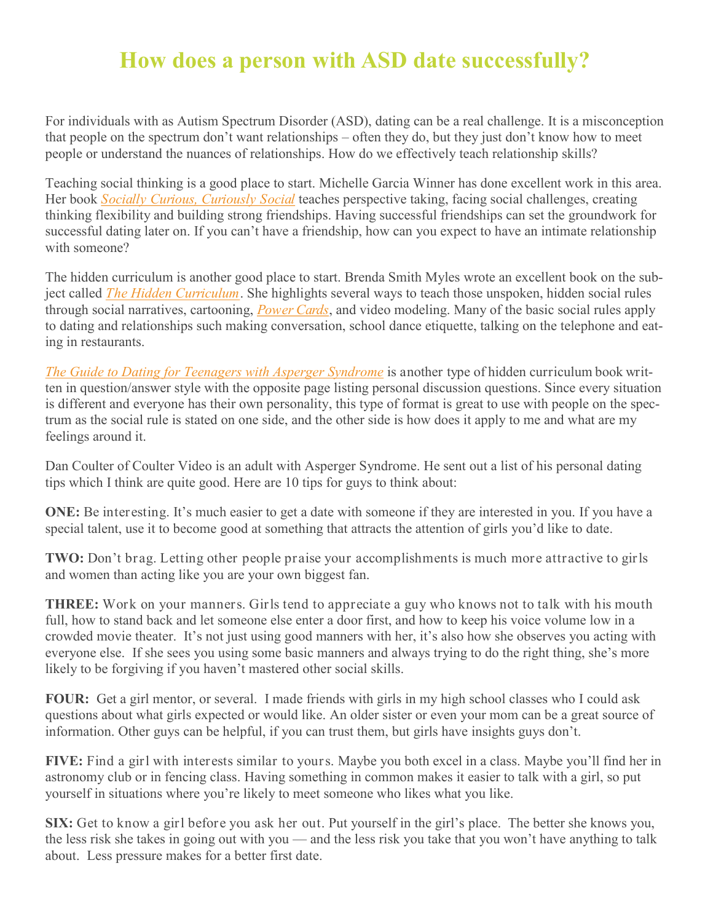# How does a person with ASD date successfully?

For individuals with as Autism Spectrum Disorder (ASD), dating can be a real challenge. It is a misconception that people on the spectrum don't want relationships – often they do, but they just don't know how to meet people or understand the nuances of relationships. How do we effectively teach relationship skills?

Teaching social thinking is a good place to start. Michelle Garcia Winner has done excellent work in this area. Her book *Socially Curious, Curiously Social* teaches perspective taking, facing social challenges, creating thinking flexibility and building strong friendships. Having successful friendships can set the groundwork for successful dating later on. If you can't have a friendship, how can you expect to have an intimate relationship with someone?

The hidden curriculum is another good place to start. Brenda Smith Myles wrote an excellent book on the subject called *The Hidden Curriculum*. She highlights several ways to teach those unspoken, hidden social rules through social narratives, cartooning, *Power Cards*, and video modeling. Many of the basic social rules apply to dating and relationships such making conversation, school dance etiquette, talking on the telephone and eating in restaurants.

*The Guide to Dating for Teenagers with Asperger Syndrome* is another type of hidden curriculum book written in question/answer style with the opposite page listing personal discussion questions. Since every situation is different and everyone has their own personality, this type of format is great to use with people on the spectrum as the social rule is stated on one side, and the other side is how does it apply to me and what are my feelings around it.

Dan Coulter of Coulter Video is an adult with Asperger Syndrome. He sent out a list of his personal dating tips which I think are quite good. Here are 10 tips for guys to think about:

**ONE:** Be interesting. It's much easier to get a date with someone if they are interested in you. If you have a special talent, use it to become good at something that attracts the attention of girls you'd like to date.

**TWO:** Don't brag. Letting other people praise your accomplishments is much more attractive to girls and women than acting like you are your own biggest fan.

**THREE:** Work on your manners. Girls tend to appreciate a guy who knows not to talk with his mouth full, how to stand back and let someone else enter a door first, and how to keep his voice volume low in a crowded movie theater. It's not just using good manners with her, it's also how she observes you acting with everyone else. If she sees you using some basic manners and always trying to do the right thing, she's more likely to be forgiving if you haven't mastered other social skills.

**FOUR:** Get a girl mentor, or several. I made friends with girls in my high school classes who I could ask questions about what girls expected or would like. An older sister or even your mom can be a great source of information. Other guys can be helpful, if you can trust them, but girls have insights guys don't.

**FIVE:** Find a girl with interests similar to yours. Maybe you both excel in a class. Maybe you'll find her in astronomy club or in fencing class. Having something in common makes it easier to talk with a girl, so put yourself in situations where you're likely to meet someone who likes what you like.

**SIX:** Get to know a girl before you ask her out. Put yourself in the girl's place. The better she knows you, the less risk she takes in going out with you — and the less risk you take that you won't have anything to talk about. Less pressure makes for a better first date.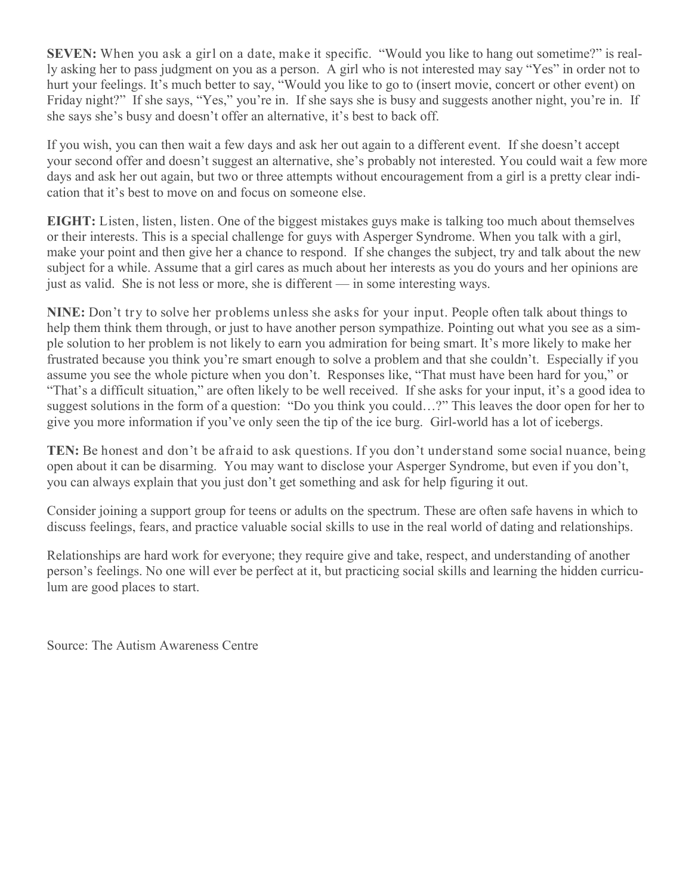**SEVEN:** When you ask a girl on a date, make it specific. "Would you like to hang out sometime?" is really asking her to pass judgment on you as a person. A girl who is not interested may say "Yes" in order not to hurt your feelings. It's much better to say, "Would you like to go to (insert movie, concert or other event) on Friday night?" If she says, "Yes," you're in. If she says she is busy and suggests another night, you're in. If she says she's busy and doesn't offer an alternative, it's best to back off.

If you wish, you can then wait a few days and ask her out again to a different event. If she doesn't accept your second offer and doesn't suggest an alternative, she's probably not interested. You could wait a few more days and ask her out again, but two or three attempts without encouragement from a girl is a pretty clear indication that it's best to move on and focus on someone else.

**EIGHT:** Listen, listen, listen. One of the biggest mistakes guys make is talking too much about themselves or their interests. This is a special challenge for guys with Asperger Syndrome. When you talk with a girl, make your point and then give her a chance to respond. If she changes the subject, try and talk about the new subject for a while. Assume that a girl cares as much about her interests as you do yours and her opinions are just as valid. She is not less or more, she is different — in some interesting ways.

**NINE:** Don't try to solve her problems unless she asks for your input. People often talk about things to help them think them through, or just to have another person sympathize. Pointing out what you see as a simple solution to her problem is not likely to earn you admiration for being smart. It's more likely to make her frustrated because you think you're smart enough to solve a problem and that she couldn't. Especially if you assume you see the whole picture when you don't. Responses like, "That must have been hard for you," or "That's a difficult situation," are often likely to be well received. If she asks for your input, it's a good idea to suggest solutions in the form of a question: "Do you think you could…?" This leaves the door open for her to give you more information if you've only seen the tip of the ice burg. Girl-world has a lot of icebergs.

**TEN:** Be honest and don't be afraid to ask questions. If you don't understand some social nuance, being open about it can be disarming. You may want to disclose your Asperger Syndrome, but even if you don't, you can always explain that you just don't get something and ask for help figuring it out.

Consider joining a support group for teens or adults on the spectrum. These are often safe havens in which to discuss feelings, fears, and practice valuable social skills to use in the real world of dating and relationships.

Relationships are hard work for everyone; they require give and take, respect, and understanding of another person's feelings. No one will ever be perfect at it, but practicing social skills and learning the hidden curriculum are good places to start.

Source: The Autism Awareness Centre